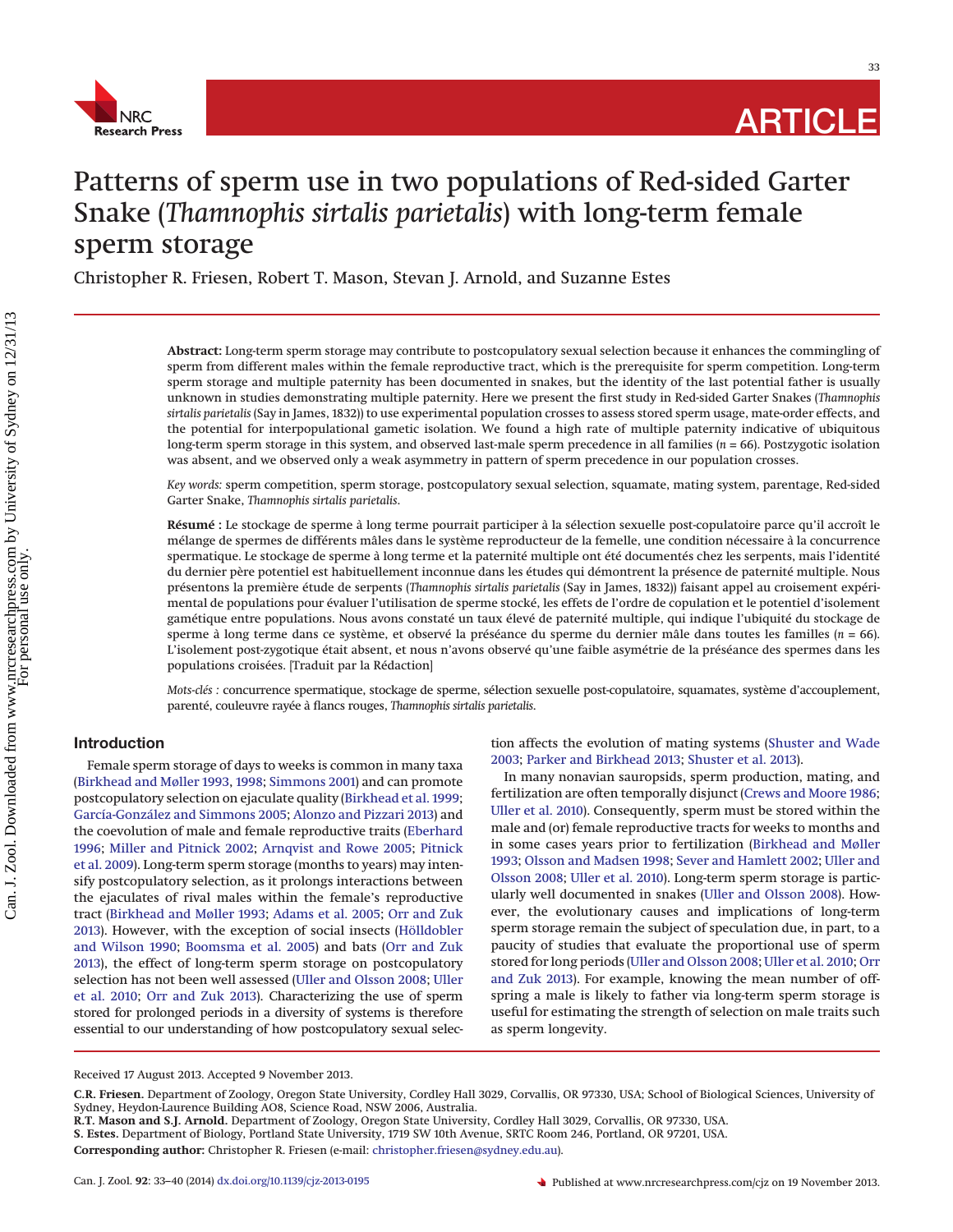# Patterns of sperm use in two populations of Red-sided Garter Snake (*Thamnophis sirtalis parietalis*) with long-term female sperm storage

Christopher R. Friesen, Robert T. Mason, Stevan J. Arnold, and Suzanne Estes

**Abstract:** Long-term sperm storage may contribute to postcopulatory sexual selection because it enhances the commingling of sperm from different males within the female reproductive tract, which is the prerequisite for sperm competition. Long-term sperm storage and multiple paternity has been documented in snakes, but the identity of the last potential father is usually unknown in studies demonstrating multiple paternity. Here we present the first study in Red-sided Garter Snakes (*Thamnophis sirtalis parietalis* (Say in James, 1832)) to use experimental population crosses to assess stored sperm usage, mate-order effects, and the potential for interpopulational gametic isolation. We found a high rate of multiple paternity indicative of ubiquitous long-term sperm storage in this system, and observed last-male sperm precedence in all families ($n$ = 66). Postzygotic isolation was absent, and we observed only a weak asymmetry in pattern of sperm precedence in our population crosses.

*Key words:* sperm competition, sperm storage, postcopulatory sexual selection, squamate, mating system, parentage, Red-sided Garter Snake, *Thamnophis sirtalis parietalis*.

**Résumé :** Le stockage de sperme à long terme pourrait participer à la sélection sexuelle post-copulatoire parce qu'il accroît le mélange de spermes de différents mâles dans le système reproducteur de la femelle, une condition nécessaire à la concurrence spermatique. Le stockage de sperme à long terme et la paternité multiple ont été documentés chez les serpents, mais l'identité du dernier père potentiel est habituellement inconnue dans les études qui démontrent la présence de paternité multiple. Nous présentons la première étude de serpents (*Thamnophis sirtalis parietalis* (Say in James, 1832)) faisant appel au croisement expérimental de populations pour évaluer l'utilisation de sperme stocké, les effets de l'ordre de copulation et le potentiel d'isolement gamétique entre populations. Nous avons constaté un taux élevé de paternité multiple, qui indique l'ubiquité du stockage de sperme à long terme dans ce système, et observé la préséance du sperme du dernier mâle dans toutes les familles ($n$ = 66). L'isolement post-zygotique était absent, et nous n'avons observé qu'une faible asymétrie de la préséance des spermes dans les populations croisées. [Traduit par la Rédaction]

*Mots-clés :* concurrence spermatique, stockage de sperme, sélection sexuelle post-copulatoire, squamates, système d'accouplement, parenté, couleuvre rayée à flancs rouges, *Thamnophis sirtalis parietalis*.

## Introduction

Female sperm storage of days to weeks is common in many taxa (Birkhead and Møller 1993, 1998; Simmons 2001) and can promote postcopulatory selection on ejaculate quality (Birkhead et al. 1999; García-González and Simmons 2005; Alonzo and Pizzari 2013) and the coevolution of male and female reproductive traits (Eberhard 1996; Miller and Pitnick 2002; Arnqvist and Rowe 2005; Pitnick et al. 2009). Long-term sperm storage (months to years) may intensify postcopulatory selection, as it prolongs interactions between the ejaculates of rival males within the female's reproductive tract (Birkhead and Møller 1993; Adams et al. 2005; Orr and Zuk 2013). However, with the exception of social insects (Hölldobler and Wilson 1990; Boomsma et al. 2005) and bats (Orr and Zuk 2013), the effect of long-term sperm storage on postcopulatory selection has not been well assessed (Uller and Olsson 2008; Uller et al. 2010; Orr and Zuk 2013). Characterizing the use of sperm stored for prolonged periods in a diversity of systems is therefore essential to our understanding of how postcopulatory sexual selection affects the evolution of mating systems (Shuster and Wade 2003; Parker and Birkhead 2013; Shuster et al. 2013).

In many nonavian sauropsids, sperm production, mating, and fertilization are often temporally disjunct (Crews and Moore 1986; Uller et al. 2010). Consequently, sperm must be stored within the male and (or) female reproductive tracts for weeks to months and in some cases years prior to fertilization (Birkhead and Møller 1993; Olsson and Madsen 1998; Sever and Hamlett 2002; Uller and Olsson 2008; Uller et al. 2010). Long-term sperm storage is particularly well documented in snakes (Uller and Olsson 2008). However, the evolutionary causes and implications of long-term sperm storage remain the subject of speculation due, in part, to a paucity of studies that evaluate the proportional use of sperm stored for long periods (Uller and Olsson 2008; Uller et al. 2010; Orr and Zuk 2013). For example, knowing the mean number of offspring a male is likely to father via long-term sperm storage is useful for estimating the strength of selection on male traits such as sperm longevity.

Received 17 August 2013. Accepted 9 November 2013.

**C.R. Friesen.** Department of Zoology, Oregon State University, Cordley Hall 3029, Corvallis, OR 97330, USA; School of Biological Sciences, University of Sydney, Heydon-Laurence Building AO8, Science Road, NSW 2006, Australia.
**R.T. Mason and S.J. Arnold.** Department of Zoology, Oregon State University, Cordley Hall 3029, Corvallis, OR 97330, USA.
**S. Estes.** Department of Biology, Portland State University, 1719 SW 10th Avenue, SRTC Room 246, Portland, OR 97201, USA.
**Corresponding author:** Christopher R. Friesen (e-mail: christopher.friesen@sydney.edu.au).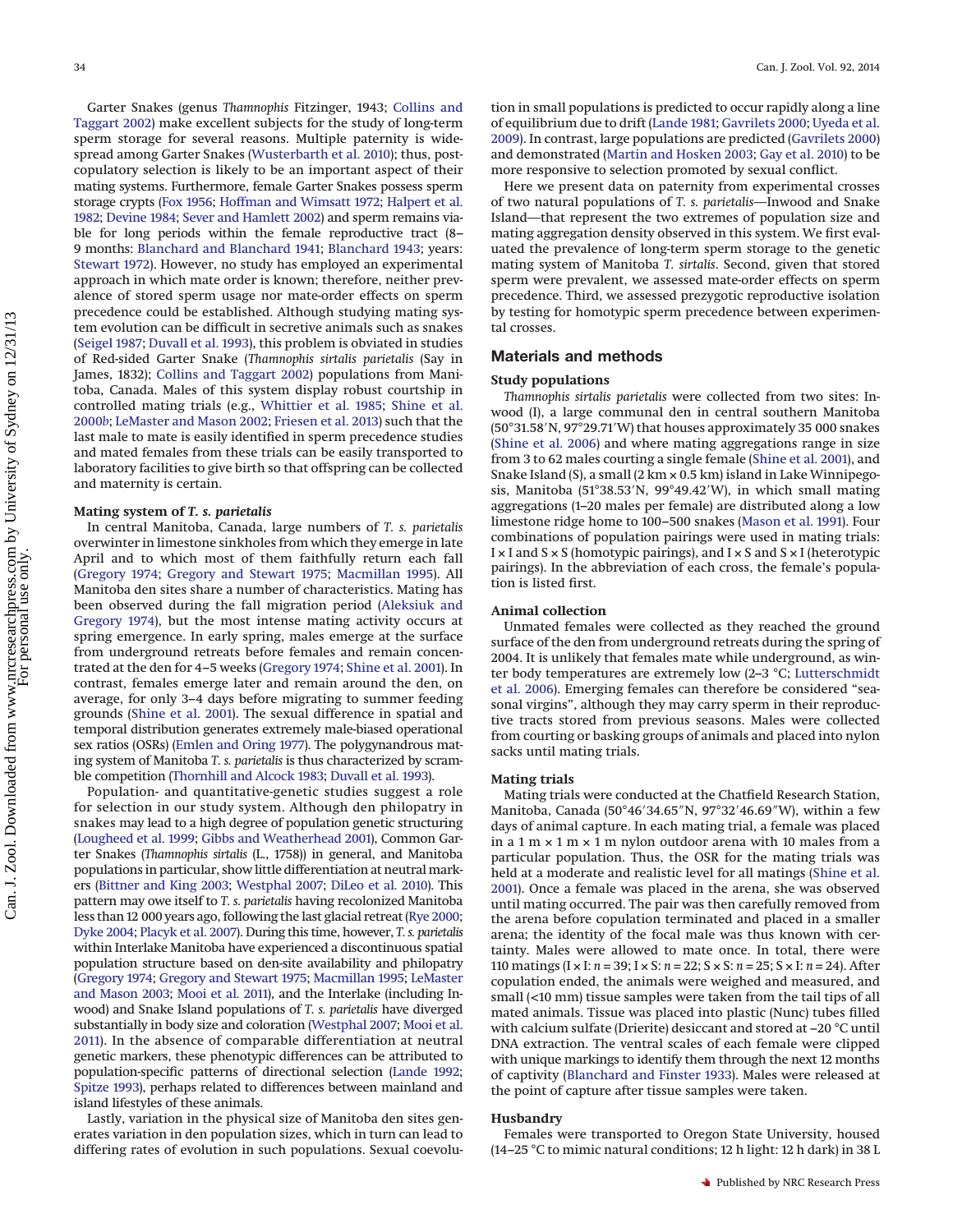Garter Snakes (genus *Thamnophis* Fitzinger, 1943; Collins and Taggart 2002) make excellent subjects for the study of long-term sperm storage for several reasons. Multiple paternity is widespread among Garter Snakes (Wusterbarth et al. 2010); thus, post-copulatory selection is likely to be an important aspect of their mating systems. Furthermore, female Garter Snakes possess sperm storage crypts (Fox 1956; Hoffman and Wimsatt 1972; Halpert et al. 1982; Devine 1984; Sever and Hamlett 2002) and sperm remains viable for long periods within the female reproductive tract (8–9 months: Blanchard and Blanchard 1941; Blanchard 1943; years: Stewart 1972). However, no study has employed an experimental approach in which mate order is known; therefore, neither prevalence of stored sperm usage nor mate-order effects on sperm precedence could be established. Although studying mating system evolution can be difficult in secretive animals such as snakes (Seigel 1987; Duvall et al. 1993), this problem is obviated in studies of Red-sided Garter Snake (*Thamnophis sirtalis parietalis* (Say in James, 1832); Collins and Taggart 2002) populations from Manitoba, Canada. Males of this system display robust courtship in controlled mating trials (e.g., Whittier et al. 1985; Shine et al. 2000*b*; LeMaster and Mason 2002; Friesen et al. 2013) such that the last male to mate is easily identified in sperm precedence studies and mated females from these trials can be easily transported to laboratory facilities to give birth so that offspring can be collected and maternity is certain.

### Mating system of *T. s. parietalis*

In central Manitoba, Canada, large numbers of *T. s. parietalis* overwinter in limestone sinkholes from which they emerge in late April and to which most of them faithfully return each fall (Gregory 1974; Gregory and Stewart 1975; Macmillan 1995). All Manitoba den sites share a number of characteristics. Mating has been observed during the fall migration period (Aleksiuk and Gregory 1974), but the most intense mating activity occurs at spring emergence. In early spring, males emerge at the surface from underground retreats before females and remain concentrated at the den for 4–5 weeks (Gregory 1974; Shine et al. 2001). In contrast, females emerge later and remain around the den, on average, for only 3–4 days before migrating to summer feeding grounds (Shine et al. 2001). The sexual difference in spatial and temporal distribution generates extremely male-biased operational sex ratios (OSRs) (Emlen and Oring 1977). The polygynandrous mating system of Manitoba *T. s. parietalis* is thus characterized by scramble competition (Thornhill and Alcock 1983; Duvall et al. 1993).

Population- and quantitative-genetic studies suggest a role for selection in our study system. Although den philopatry in snakes may lead to a high degree of population genetic structuring (Lougheed et al. 1999; Gibbs and Weatherhead 2001), Common Garter Snakes (*Thamnophis sirtalis* (L., 1758)) in general, and Manitoba populations in particular, show little differentiation at neutral markers (Bittner and King 2003; Westphal 2007; DiLeo et al. 2010). This pattern may owe itself to *T. s. parietalis* having recolonized Manitoba less than 12 000 years ago, following the last glacial retreat (Rye 2000; Dyke 2004; Placyk et al. 2007). During this time, however, *T. s. parietalis* within Interlake Manitoba have experienced a discontinuous spatial population structure based on den-site availability and philopatry (Gregory 1974; Gregory and Stewart 1975; Macmillan 1995; LeMaster and Mason 2003; Mooi et al. 2011), and the Interlake (including Inwood) and Snake Island populations of *T. s. parietalis* have diverged substantially in body size and coloration (Westphal 2007; Mooi et al. 2011). In the absence of comparable differentiation at neutral genetic markers, these phenotypic differences can be attributed to population-specific patterns of directional selection (Lande 1992; Spitze 1993), perhaps related to differences between mainland and island lifestyles of these animals.

Lastly, variation in the physical size of Manitoba den sites generates variation in den population sizes, which in turn can lead to differing rates of evolution in such populations. Sexual coevolution in small populations is predicted to occur rapidly along a line of equilibrium due to drift (Lande 1981; Gavrilets 2000; Uyeda et al. 2009). In contrast, large populations are predicted (Gavrilets 2000) and demonstrated (Martin and Hosken 2003; Gay et al. 2010) to be more responsive to selection promoted by sexual conflict.

Here we present data on paternity from experimental crosses of two natural populations of *T. s. parietalis*—Inwood and Snake Island—that represent the two extremes of population size and mating aggregation density observed in this system. We first evaluated the prevalence of long-term sperm storage to the genetic mating system of Manitoba *T. sirtalis*. Second, given that stored sperm were prevalent, we assessed mate-order effects on sperm precedence. Third, we assessed prezygotic reproductive isolation by testing for homotypic sperm precedence between experimental crosses.

## Materials and methods

### Study populations

*Thamnophis sirtalis parietalis* were collected from two sites: Inwood (I), a large communal den in central southern Manitoba (50°31.58′N, 97°29.71′W) that houses approximately 35 000 snakes (Shine et al. 2006) and where mating aggregations range in size from 3 to 62 males courting a single female (Shine et al. 2001), and Snake Island (S), a small (2 km × 0.5 km) island in Lake Winnipegosis, Manitoba (51°38.53′N, 99°49.42′W), in which small mating aggregations (1–20 males per female) are distributed along a low limestone ridge home to 100–500 snakes (Mason et al. 1991). Four combinations of population pairings were used in mating trials: I × I and S × S (homotypic pairings), and I × S and S × I (heterotypic pairings). In the abbreviation of each cross, the female's population is listed first.

### Animal collection

Unmated females were collected as they reached the ground surface of the den from underground retreats during the spring of 2004. It is unlikely that females mate while underground, as winter body temperatures are extremely low (2–3 °C; Lutterschmidt et al. 2006). Emerging females can therefore be considered "seasonal virgins", although they may carry sperm in their reproductive tracts stored from previous seasons. Males were collected from courting or basking groups of animals and placed into nylon sacks until mating trials.

### Mating trials

Mating trials were conducted at the Chatfield Research Station, Manitoba, Canada (50°46′34.65″N, 97°32′46.69″W), within a few days of animal capture. In each mating trial, a female was placed in a 1 m × 1 m × 1 m nylon outdoor arena with 10 males from a particular population. Thus, the OSR for the mating trials was held at a moderate and realistic level for all matings (Shine et al. 2001). Once a female was placed in the arena, she was observed until mating occurred. The pair was then carefully removed from the arena before copulation terminated and placed in a smaller arena; the identity of the focal male was thus known with certainty. Males were allowed to mate once. In total, there were 110 matings (I × I: *n* = 39; I × S: *n* = 22; S × S: *n* = 25; S × I: *n* = 24). After copulation ended, the animals were weighed and measured, and small (<10 mm) tissue samples were taken from the tail tips of all mated animals. Tissue was placed into plastic (Nunc) tubes filled with calcium sulfate (Drierite) desiccant and stored at −20 °C until DNA extraction. The ventral scales of each female were clipped with unique markings to identify them through the next 12 months of captivity (Blanchard and Finster 1933). Males were released at the point of capture after tissue samples were taken.

### Husbandry

Females were transported to Oregon State University, housed (14–25 °C to mimic natural conditions; 12 h light: 12 h dark) in 38 L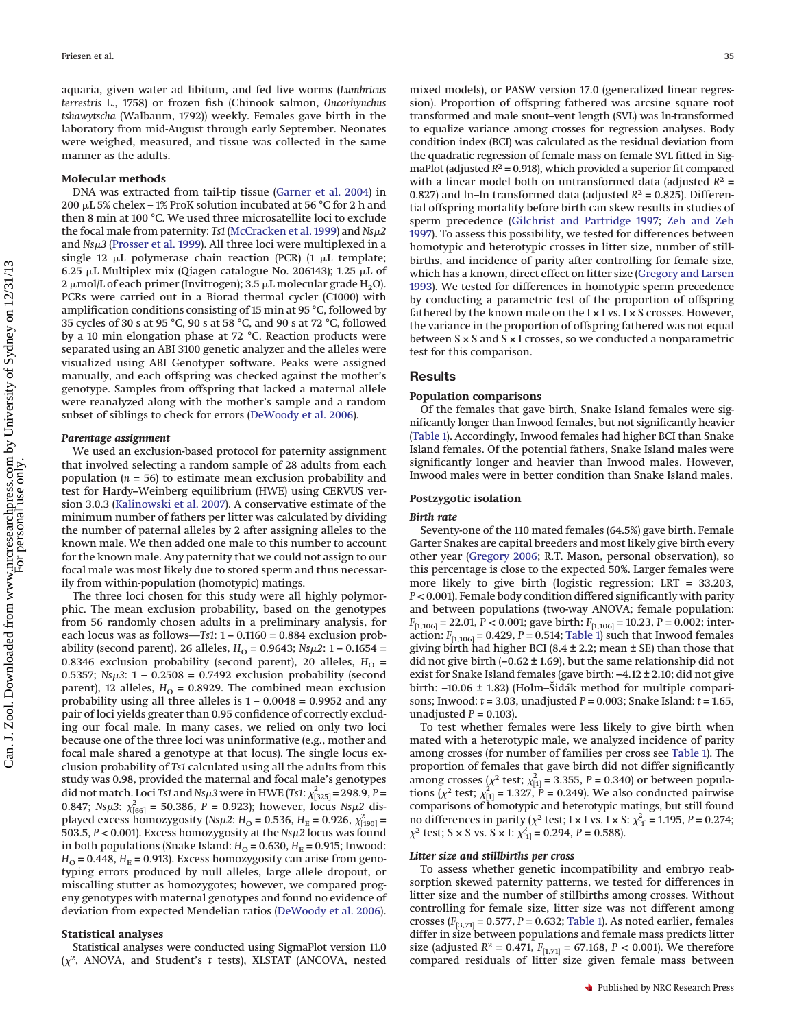aquaria, given water ad libitum, and fed live worms (*Lumbricus terrestris* L., 1758) or frozen fish (Chinook salmon, *Oncorhynchus tshawytscha* (Walbaum, 1792)) weekly. Females gave birth in the laboratory from mid-August through early September. Neonates were weighed, measured, and tissue was collected in the same manner as the adults.

### Molecular methods

DNA was extracted from tail-tip tissue (Garner et al. 2004) in 200 μL 5% chelex – 1% ProK solution incubated at 56 °C for 2 h and then 8 min at 100 °C. We used three microsatellite loci to exclude the focal male from paternity: *Ts1* (McCracken et al. 1999) and *Nsμ2* and *Nsμ3* (Prosser et al. 1999). All three loci were multiplexed in a single 12 μL polymerase chain reaction (PCR) (1 μL template; 6.25 μL Multiplex mix (Qiagen catalogue No. 206143); 1.25 μL of 2 μmol/L of each primer (Invitrogen); 3.5 μL molecular grade $H_2O$). PCRs were carried out in a Biorad thermal cycler (C1000) with amplification conditions consisting of 15 min at 95 °C, followed by 35 cycles of 30 s at 95 °C, 90 s at 58 °C, and 90 s at 72 °C, followed by a 10 min elongation phase at 72 °C. Reaction products were separated using an ABI 3100 genetic analyzer and the alleles were visualized using ABI Genotyper software. Peaks were assigned manually, and each offspring was checked against the mother's genotype. Samples from offspring that lacked a maternal allele were reanalyzed along with the mother's sample and a random subset of siblings to check for errors (DeWoody et al. 2006).

#### *Parentage assignment*

We used an exclusion-based protocol for paternity assignment that involved selecting a random sample of 28 adults from each population ($n$ = 56) to estimate mean exclusion probability and test for Hardy–Weinberg equilibrium (HWE) using CERVUS version 3.0.3 (Kalinowski et al. 2007). A conservative estimate of the minimum number of fathers per litter was calculated by dividing the number of paternal alleles by 2 after assigning alleles to the known male. We then added one male to this number to account for the known male. Any paternity that we could not assign to our focal male was most likely due to stored sperm and thus necessarily from within-population (homotypic) matings.

The three loci chosen for this study were all highly polymorphic. The mean exclusion probability, based on the genotypes from 56 randomly chosen adults in a preliminary analysis, for each locus was as follows—*Ts1*: 1 – 0.1160 = 0.884 exclusion probability (second parent), 26 alleles, $H_O$ = 0.9643; *Nsμ2*: 1 – 0.1654 = 0.8346 exclusion probability (second parent), 20 alleles, $H_O$ = 0.5357; *Nsμ3*: 1 – 0.2508 = 0.7492 exclusion probability (second parent), 12 alleles, $H_O$ = 0.8929. The combined mean exclusion probability using all three alleles is 1 – 0.0048 = 0.9952 and any pair of loci yields greater than 0.95 confidence of correctly excluding our focal male. In many cases, we relied on only two loci because one of the three loci was uninformative (e.g., mother and focal male shared a genotype at that locus). The single locus exclusion probability of *Ts1* calculated using all the adults from this study was 0.98, provided the maternal and focal male's genotypes did not match. Loci *Ts1* and *Nsμ3* were in HWE (*Ts1*: $\chi^2_{[325]}$ = 298.9, $P$ = 0.847; *Nsμ3*: $\chi^2_{[66]}$ = 50.386, $P$ = 0.923); however, locus *Nsμ2* displayed excess homozygosity (*Nsμ2*: $H_O$ = 0.536, $H_E$ = 0.926, $\chi^2_{[190]}$ = 503.5, $P$ < 0.001). Excess homozygosity at the *Nsμ2* locus was found in both populations (Snake Island: $H_O$ = 0.630, $H_E$ = 0.915; Inwood: $H_O$ = 0.448, $H_E$ = 0.913). Excess homozygosity can arise from genotyping errors produced by null alleles, large allele dropout, or miscalling stutter as homozygotes; however, we compared progeny genotypes with maternal genotypes and found no evidence of deviation from expected Mendelian ratios (DeWoody et al. 2006).

### Statistical analyses

Statistical analyses were conducted using SigmaPlot version 11.0 ($\chi^2$, ANOVA, and Student's $t$ tests), XLSTAT (ANCOVA, nested mixed models), or PASW version 17.0 (generalized linear regression). Proportion of offspring fathered was arcsine square root transformed and male snout–vent length (SVL) was ln-transformed to equalize variance among crosses for regression analyses. Body condition index (BCI) was calculated as the residual deviation from the quadratic regression of female mass on female SVL fitted in SigmaPlot (adjusted $R^2$ = 0.918), which provided a superior fit compared with a linear model both on untransformed data (adjusted $R^2$ = 0.827) and ln–ln transformed data (adjusted $R^2$ = 0.825). Differential offspring mortality before birth can skew results in studies of sperm precedence (Gilchrist and Partridge 1997; Zeh and Zeh 1997). To assess this possibility, we tested for differences between homotypic and heterotypic crosses in litter size, number of stillbirths, and incidence of parity after controlling for female size, which has a known, direct effect on litter size (Gregory and Larsen 1993). We tested for differences in homotypic sperm precedence by conducting a parametric test of the proportion of offspring fathered by the known male on the I × I vs. I × S crosses. However, the variance in the proportion of offspring fathered was not equal between S × S and S × I crosses, so we conducted a nonparametric test for this comparison.

## Results

### Population comparisons

Of the females that gave birth, Snake Island females were significantly longer than Inwood females, but not significantly heavier (Table 1). Accordingly, Inwood females had higher BCI than Snake Island females. Of the potential fathers, Snake Island males were significantly longer and heavier than Inwood males. However, Inwood males were in better condition than Snake Island males.

### Postzygotic isolation

#### *Birth rate*

Seventy-one of the 110 mated females (64.5%) gave birth. Female Garter Snakes are capital breeders and most likely give birth every other year (Gregory 2006; R.T. Mason, personal observation), so this percentage is close to the expected 50%. Larger females were more likely to give birth (logistic regression; LRT = 33.203, $P$ < 0.001). Female body condition differed significantly with parity and between populations (two-way ANOVA; female population: $F_{[1,106]}$ = 22.01, $P$ < 0.001; gave birth: $F_{[1,106]}$ = 10.23, $P$ = 0.002; interaction: $F_{[1,106]}$ = 0.429, $P$ = 0.514; Table 1) such that Inwood females giving birth had higher BCI (8.4 ± 2.2; mean ± SE) than those that did not give birth (–0.62 ± 1.69), but the same relationship did not exist for Snake Island females (gave birth: –4.12 ± 2.10; did not give birth: –10.06 ± 1.82) (Holm–Šidák method for multiple comparisons; Inwood: $t$ = 3.03, unadjusted $P$ = 0.003; Snake Island: $t$ = 1.65, unadjusted $P$ = 0.103).

To test whether females were less likely to give birth when mated with a heterotypic male, we analyzed incidence of parity among crosses (for number of families per cross see Table 1). The proportion of females that gave birth did not differ significantly among crosses ($\chi^2$ test; $\chi^2_{[1]}$ = 3.355, $P$ = 0.340) or between populations ($\chi^2$ test; $\chi^2_{[1]}$ = 1.327, $P$ = 0.249). We also conducted pairwise comparisons of homotypic and heterotypic matings, but still found no differences in parity ($\chi^2$ test; I × I vs. I × S: $\chi^2_{[1]}$ = 1.195, $P$ = 0.274; $\chi^2$ test; S × S vs. S × I: $\chi^2_{[1]}$ = 0.294, $P$ = 0.588).

#### *Litter size and stillbirths per cross*

To assess whether genetic incompatibility and embryo reabsorption skewed paternity patterns, we tested for differences in litter size and the number of stillbirths among crosses. Without controlling for female size, litter size was not different among crosses ($F_{[3,71]}$ = 0.577, $P$ = 0.632; Table 1). As noted earlier, females differ in size between populations and female mass predicts litter size (adjusted $R^2$ = 0.471, $F_{[1,71]}$ = 67.168, $P$ < 0.001). We therefore compared residuals of litter size given female mass between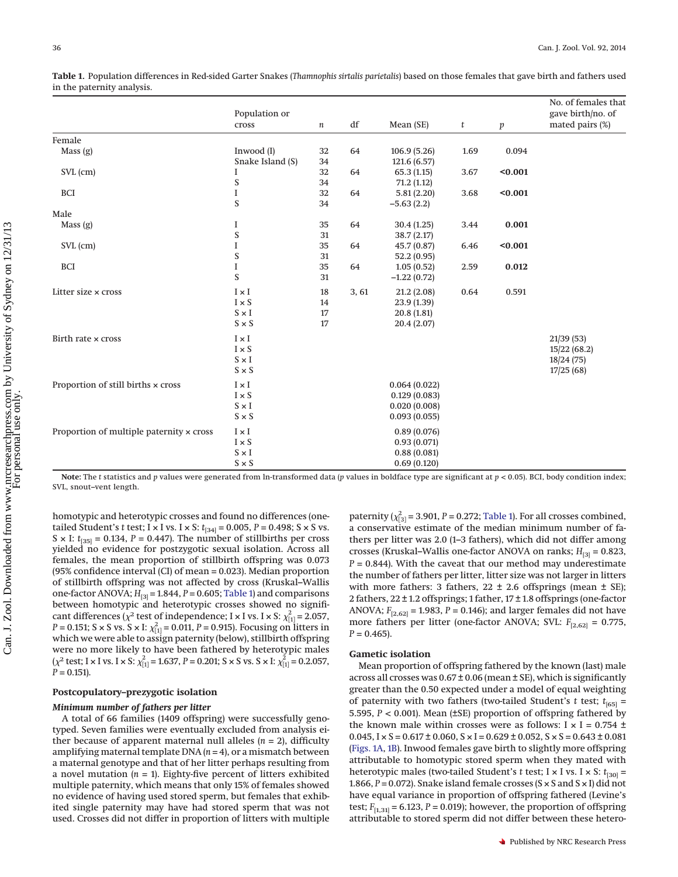**Table 1.** Population differences in Red-sided Garter Snakes (*Thamnophis sirtalis parietalis*) based on those females that gave birth and fathers used in the paternity analysis.

| | Population or cross | $n$ | df | Mean (SE) | $t$ | $p$ | No. of females that gave birth/no. of mated pairs (%) |
|---|---|---|---|---|---|---|---|
| Female | | | | | | | |
| Mass (g) | Inwood (I) | 32 | 64 | 106.9 (5.26) | 1.69 | 0.094 | |
| | Snake Island (S) | 34 | | 121.6 (6.57) | | | |
| SVL (cm) | I | 32 | 64 | 65.3 (1.15) | 3.67 | **<0.001** | |
| | S | 34 | | 71.2 (1.12) | | | |
| BCI | I | 32 | 64 | 5.81 (2.20) | 3.68 | **<0.001** | |
| | S | 34 | | −5.63 (2.2) | | | |
| Male | | | | | | | |
| Mass (g) | I | 35 | 64 | 30.4 (1.25) | 3.44 | **0.001** | |
| | S | 31 | | 38.7 (2.17) | | | |
| SVL (cm) | I | 35 | 64 | 45.7 (0.87) | 6.46 | **<0.001** | |
| | S | 31 | | 52.2 (0.95) | | | |
| BCI | I | 35 | 64 | 1.05 (0.52) | 2.59 | **0.012** | |
| | S | 31 | | −1.22 (0.72) | | | |
| Litter size × cross | I × I | 18 | 3, 61 | 21.2 (2.08) | 0.64 | 0.591 | |
| | I × S | 14 | | 23.9 (1.39) | | | |
| | S × I | 17 | | 20.8 (1.81) | | | |
| | S × S | 17 | | 20.4 (2.07) | | | |
| Birth rate × cross | I × I | | | | | | 21/39 (53) |
| | I × S | | | | | | 15/22 (68.2) |
| | S × I | | | | | | 18/24 (75) |
| | S × S | | | | | | 17/25 (68) |
| Proportion of still births × cross | I × I | | | 0.064 (0.022) | | | |
| | I × S | | | 0.129 (0.083) | | | |
| | S × I | | | 0.020 (0.008) | | | |
| | S × S | | | 0.093 (0.055) | | | |
| Proportion of multiple paternity × cross | I × I | | | 0.89 (0.076) | | | |
| | I × S | | | 0.93 (0.071) | | | |
| | S × I | | | 0.88 (0.081) | | | |
| | S × S | | | 0.69 (0.120) | | | |

**Note:** The $t$ statistics and $p$ values were generated from ln-transformed data ($p$ values in boldface type are significant at $p$ < 0.05). BCI, body condition index; SVL, snout–vent length.

homotypic and heterotypic crosses and found no differences (one-tailed Student's $t$ test; I × I vs. I × S: $t_{[34]}$ = 0.005, $P$ = 0.498; S × S vs. S × I: $t_{[35]}$ = 0.134, $P$ = 0.447). The number of stillbirths per cross yielded no evidence for postzygotic sexual isolation. Across all females, the mean proportion of stillbirth offspring was 0.073 (95% confidence interval (CI) of mean = 0.023). Median proportion of stillbirth offspring was not affected by cross (Kruskal–Wallis one-factor ANOVA; $H_{[3]}$ = 1.844, $P$ = 0.605; Table 1) and comparisons between homotypic and heterotypic crosses showed no significant differences ($\chi^2$ test of independence; I × I vs. I × S: $\chi^2_{[1]}$ = 2.057, $P$ = 0.151; S × S vs. S × I: $\chi^2_{[1]}$ = 0.011, $P$ = 0.915). Focusing on litters in which we were able to assign paternity (below), stillbirth offspring were no more likely to have been fathered by heterotypic males ($\chi^2$ test; I × I vs. I × S: $\chi^2_{[1]}$ = 1.637, $P$ = 0.201; S × S vs. S × I: $\chi^2_{[1]}$ = 0.2.057, $P$ = 0.151).

## Postcopulatory–prezygotic isolation

### *Minimum number of fathers per litter*

A total of 66 families (1409 offspring) were successfully genotyped. Seven families were eventually excluded from analysis either because of apparent maternal null alleles ($n$ = 2), difficulty amplifying maternal template DNA ($n$ = 4), or a mismatch between a maternal genotype and that of her litter perhaps resulting from a novel mutation ($n$ = 1). Eighty-five percent of litters exhibited multiple paternity, which means that only 15% of females showed no evidence of having used stored sperm, but females that exhibited single paternity may have had stored sperm that was not used. Crosses did not differ in proportion of litters with multiple paternity ($\chi^2_{[3]}$ = 3.901, $P$ = 0.272; Table 1). For all crosses combined, a conservative estimate of the median minimum number of fathers per litter was 2.0 (1–3 fathers), which did not differ among crosses (Kruskal–Wallis one-factor ANOVA on ranks; $H_{[3]}$ = 0.823, $P$ = 0.844). With the caveat that our method may underestimate the number of fathers per litter, litter size was not larger in litters with more fathers: 3 fathers, 22 ± 2.6 offsprings (mean ± SE); 2 fathers, 22 ± 1.2 offsprings; 1 father, 17 ± 1.8 offsprings (one-factor ANOVA; $F_{[2,62]}$ = 1.983, $P$ = 0.146); and larger females did not have more fathers per litter (one-factor ANOVA; SVL: $F_{[2,62]}$ = 0.775, $P$ = 0.465).

### Gametic isolation

Mean proportion of offspring fathered by the known (last) male across all crosses was 0.67 ± 0.06 (mean ± SE), which is significantly greater than the 0.50 expected under a model of equal weighting of paternity with two fathers (two-tailed Student's $t$ test; $t_{[65]}$ = 5.595, $P$ < 0.001). Mean (±SE) proportion of offspring fathered by the known male within crosses were as follows: I × I = 0.754 ± 0.045, I × S = 0.617 ± 0.060, S × I = 0.629 ± 0.052, S × S = 0.643 ± 0.081 (Figs. 1A, 1B). Inwood females gave birth to slightly more offspring attributable to homotypic stored sperm when they mated with heterotypic males (two-tailed Student's $t$ test; I × I vs. I × S: $t_{[30]}$ = 1.866, $P$ = 0.072). Snake island female crosses (S × S and S × I) did not have equal variance in proportion of offspring fathered (Levine's test; $F_{[1,31]}$ = 6.123, $P$ = 0.019); however, the proportion of offspring attributable to stored sperm did not differ between these hetero-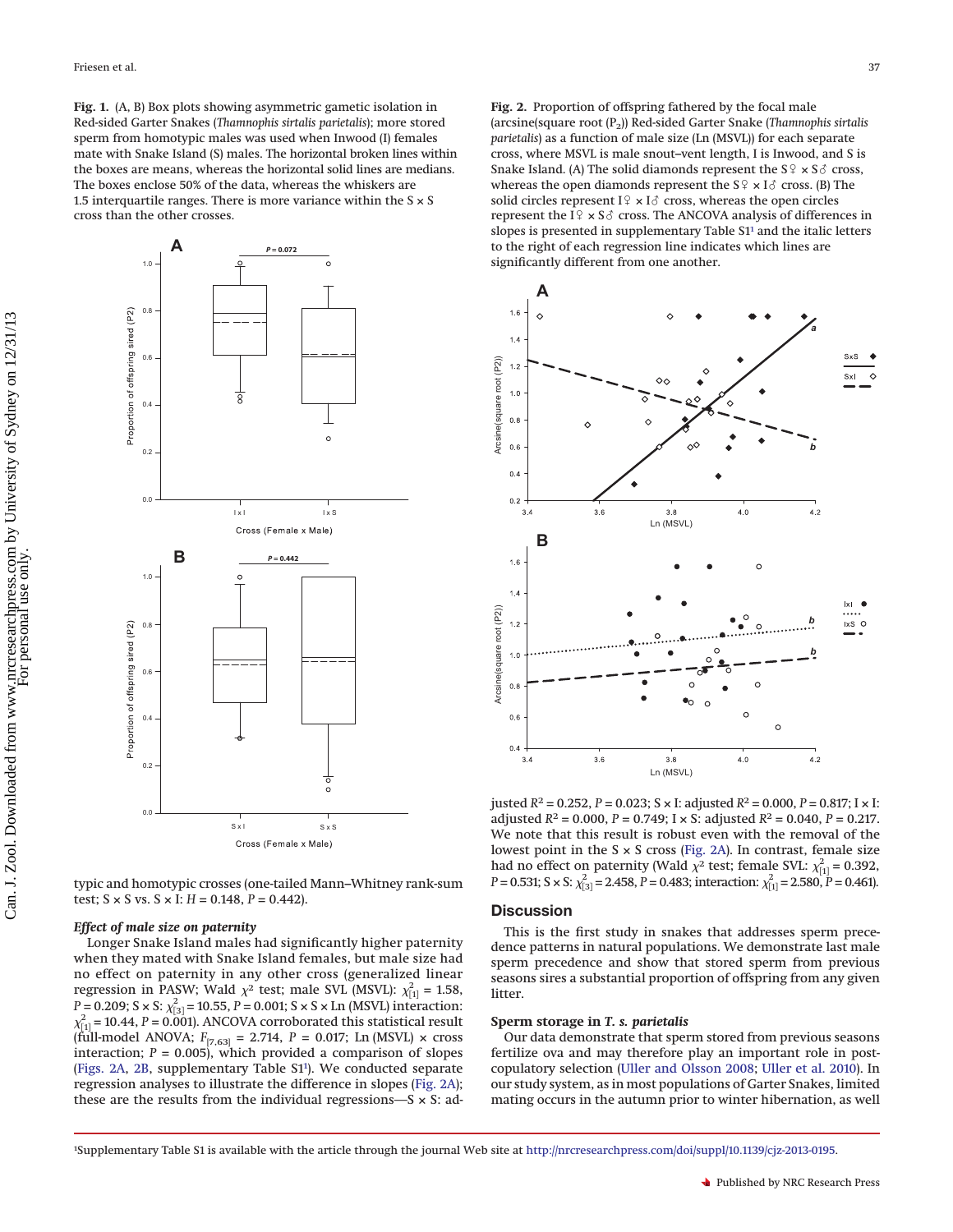**Fig. 1.** (A, B) Box plots showing asymmetric gametic isolation in Red-sided Garter Snakes (*Thamnophis sirtalis parietalis*); more stored sperm from homotypic males was used when Inwood (I) females mate with Snake Island (S) males. The horizontal broken lines within the boxes are means, whereas the horizontal solid lines are medians. The boxes enclose 50% of the data, whereas the whiskers are 1.5 interquartile ranges. There is more variance within the S × S cross than the other crosses.

A

P = 0.072

Proportion of offspring sired (P2)

1.0
0.8
0.6
0.4
0.2
0.0

I x I
I x S

Cross (Female x Male)

B

P = 0.442

Proportion of offspring sired (P2)

1.0
0.8
0.6
0.4
0.2
0.0

S x I
S x S

Cross (Female x Male)

typic and homotypic crosses (one-tailed Mann–Whitney rank-sum test; S × S vs. S × I: $H = 0.148$, $P = 0.442$).

#### *Effect of male size on paternity*

Longer Snake Island males had significantly higher paternity when they mated with Snake Island females, but male size had no effect on paternity in any other cross (generalized linear regression in PASW; Wald $\chi^2$ test; male SVL (MSVL): $\chi^2_{[1]} = 1.58$, $P = 0.209$; S × S: $\chi^2_{[3]} = 10.55$, $P = 0.001$; S × S × Ln (MSVL) interaction: $\chi^2_{[1]} = 10.44$, $P = 0.001$). ANCOVA corroborated this statistical result (full-model ANOVA; $F_{[7,63]} = 2.714$, $P = 0.017$; Ln (MSVL) × cross interaction; $P = 0.005$), which provided a comparison of slopes (Figs. 2A, 2B, supplementary Table S1[1]). We conducted separate regression analyses to illustrate the difference in slopes (Fig. 2A); these are the results from the individual regressions—S × S: adjusted $R^2 = 0.252$, $P = 0.023$; S × I: adjusted $R^2 = 0.000$, $P = 0.817$; I × I: adjusted $R^2 = 0.000$, $P = 0.749$; I × S: adjusted $R^2 = 0.040$, $P = 0.217$. We note that this result is robust even with the removal of the lowest point in the S × S cross (Fig. 2A). In contrast, female size had no effect on paternity (Wald $\chi^2$ test; female SVL: $\chi^2_{[1]} = 0.392$, $P = 0.531$; S × S: $\chi^2_{[3]} = 2.458$, $P = 0.483$; interaction: $\chi^2_{[1]} = 2.580$, $P = 0.461$).

**Fig. 2.** Proportion of offspring fathered by the focal male (arcsine(square root ($P_2$)) Red-sided Garter Snake (*Thamnophis sirtalis parietalis*) as a function of male size (Ln (MSVL)) for each separate cross, where MSVL is male snout–vent length, I is Inwood, and S is Snake Island. (A) The solid diamonds represent the S♀ × S♂ cross, whereas the open diamonds represent the S♀ × I♂ cross. (B) The solid circles represent I♀ × I♂ cross, whereas the open circles represent the I♀ × S♂ cross. The ANCOVA analysis of differences in slopes is presented in supplementary Table S1[1] and the italic letters to the right of each regression line indicates which lines are significantly different from one another.

A

Arcsine(square root (P2))

1.6
1.4
1.2
1.0
0.8
0.6
0.4
0.2

3.4
3.6
3.8
4.0
4.2

Ln (MSVL)

a
b

SxS
SxI

B

Arcsine(square root (P2))

1.6
1.4
1.2
1.0
0.8
0.6
0.4

3.4
3.6
3.8
4.0
4.2

Ln (MSVL)

b
b

IxI
IxS

## Discussion

This is the first study in snakes that addresses sperm precedence patterns in natural populations. We demonstrate last male sperm precedence and show that stored sperm from previous seasons sires a substantial proportion of offspring from any given litter.

#### Sperm storage in *T. s. parietalis*

Our data demonstrate that sperm stored from previous seasons fertilize ova and may therefore play an important role in postcopulatory selection (Uller and Olsson 2008; Uller et al. 2010). In our study system, as in most populations of Garter Snakes, limited mating occurs in the autumn prior to winter hibernation, as well

[1]Supplementary Table S1 is available with the article through the journal Web site at http://nrcresearchpress.com/doi/suppl/10.1139/cjz-2013-0195.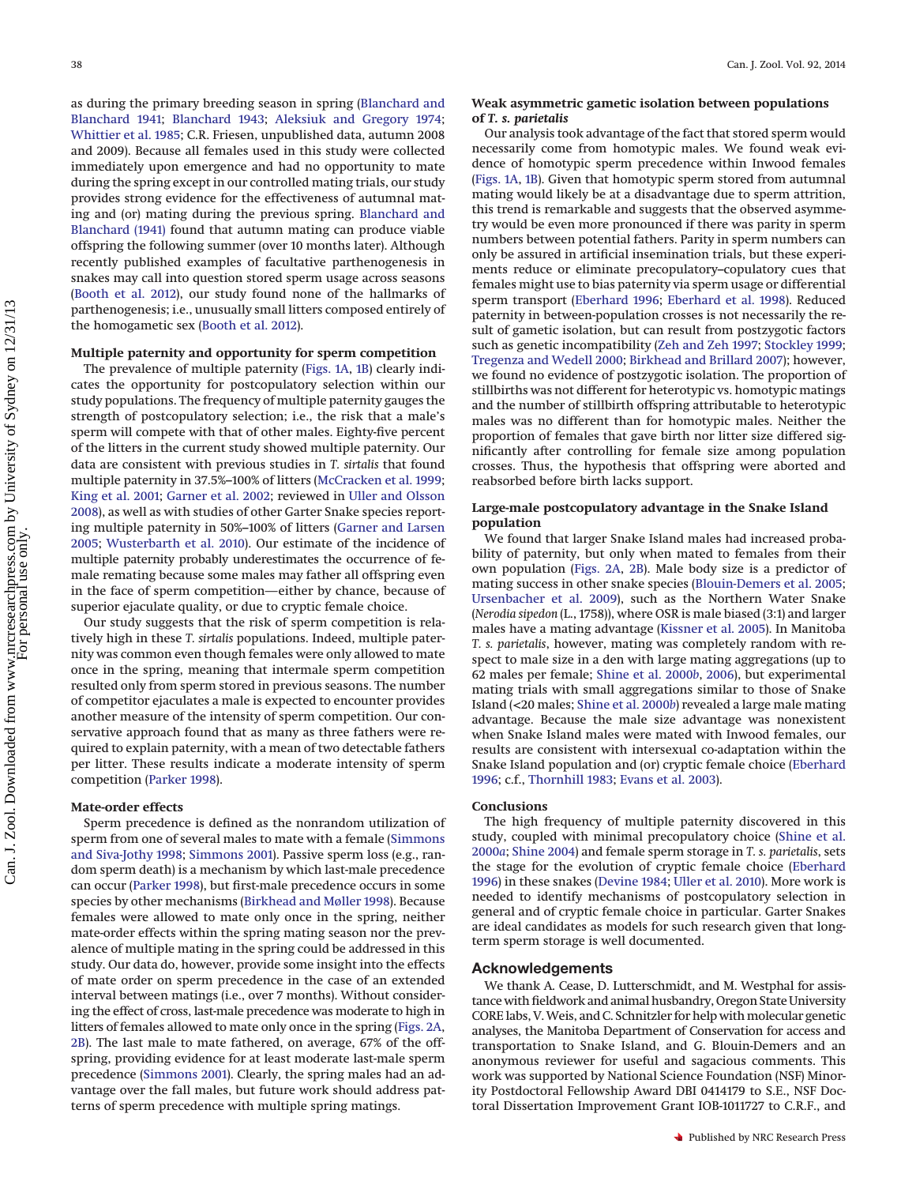as during the primary breeding season in spring (Blanchard and Blanchard 1941; Blanchard 1943; Aleksiuk and Gregory 1974; Whittier et al. 1985; C.R. Friesen, unpublished data, autumn 2008 and 2009). Because all females used in this study were collected immediately upon emergence and had no opportunity to mate during the spring except in our controlled mating trials, our study provides strong evidence for the effectiveness of autumnal mating and (or) mating during the previous spring. Blanchard and Blanchard (1941) found that autumn mating can produce viable offspring the following summer (over 10 months later). Although recently published examples of facultative parthenogenesis in snakes may call into question stored sperm usage across seasons (Booth et al. 2012), our study found none of the hallmarks of parthenogenesis; i.e., unusually small litters composed entirely of the homogametic sex (Booth et al. 2012).

### Multiple paternity and opportunity for sperm competition

The prevalence of multiple paternity (Figs. 1A, 1B) clearly indicates the opportunity for postcopulatory selection within our study populations. The frequency of multiple paternity gauges the strength of postcopulatory selection; i.e., the risk that a male's sperm will compete with that of other males. Eighty-five percent of the litters in the current study showed multiple paternity. Our data are consistent with previous studies in *T. sirtalis* that found multiple paternity in 37.5%–100% of litters (McCracken et al. 1999; King et al. 2001; Garner et al. 2002; reviewed in Uller and Olsson 2008), as well as with studies of other Garter Snake species reporting multiple paternity in 50%–100% of litters (Garner and Larsen 2005; Wusterbarth et al. 2010). Our estimate of the incidence of multiple paternity probably underestimates the occurrence of female remating because some males may father all offspring even in the face of sperm competition—either by chance, because of superior ejaculate quality, or due to cryptic female choice.

Our study suggests that the risk of sperm competition is relatively high in these *T. sirtalis* populations. Indeed, multiple paternity was common even though females were only allowed to mate once in the spring, meaning that intermale sperm competition resulted only from sperm stored in previous seasons. The number of competitor ejaculates a male is expected to encounter provides another measure of the intensity of sperm competition. Our conservative approach found that as many as three fathers were required to explain paternity, with a mean of two detectable fathers per litter. These results indicate a moderate intensity of sperm competition (Parker 1998).

### Mate-order effects

Sperm precedence is defined as the nonrandom utilization of sperm from one of several males to mate with a female (Simmons and Siva-Jothy 1998; Simmons 2001). Passive sperm loss (e.g., random sperm death) is a mechanism by which last-male precedence can occur (Parker 1998), but first-male precedence occurs in some species by other mechanisms (Birkhead and Møller 1998). Because females were allowed to mate only once in the spring, neither mate-order effects within the spring mating season nor the prevalence of multiple mating in the spring could be addressed in this study. Our data do, however, provide some insight into the effects of mate order on sperm precedence in the case of an extended interval between matings (i.e., over 7 months). Without considering the effect of cross, last-male precedence was moderate to high in litters of females allowed to mate only once in the spring (Figs. 2A, 2B). The last male to mate fathered, on average, 67% of the offspring, providing evidence for at least moderate last-male sperm precedence (Simmons 2001). Clearly, the spring males had an advantage over the fall males, but future work should address patterns of sperm precedence with multiple spring matings.

### Weak asymmetric gametic isolation between populations of *T. s. parietalis*

Our analysis took advantage of the fact that stored sperm would necessarily come from homotypic males. We found weak evidence of homotypic sperm precedence within Inwood females (Figs. 1A, 1B). Given that homotypic sperm stored from autumnal mating would likely be at a disadvantage due to sperm attrition, this trend is remarkable and suggests that the observed asymmetry would be even more pronounced if there was parity in sperm numbers between potential fathers. Parity in sperm numbers can only be assured in artificial insemination trials, but these experiments reduce or eliminate precopulatory–copulatory cues that females might use to bias paternity via sperm usage or differential sperm transport (Eberhard 1996; Eberhard et al. 1998). Reduced paternity in between-population crosses is not necessarily the result of gametic isolation, but can result from postzygotic factors such as genetic incompatibility (Zeh and Zeh 1997; Stockley 1999; Tregenza and Wedell 2000; Birkhead and Brillard 2007); however, we found no evidence of postzygotic isolation. The proportion of stillbirths was not different for heterotypic vs. homotypic matings and the number of stillbirth offspring attributable to heterotypic males was no different than for homotypic males. Neither the proportion of females that gave birth nor litter size differed significantly after controlling for female size among population crosses. Thus, the hypothesis that offspring were aborted and reabsorbed before birth lacks support.

### Large-male postcopulatory advantage in the Snake Island population

We found that larger Snake Island males had increased probability of paternity, but only when mated to females from their own population (Figs. 2A, 2B). Male body size is a predictor of mating success in other snake species (Blouin-Demers et al. 2005; Ursenbacher et al. 2009), such as the Northern Water Snake (*Nerodia sipedon* (L., 1758)), where OSR is male biased (3:1) and larger males have a mating advantage (Kissner et al. 2005). In Manitoba *T. s. parietalis*, however, mating was completely random with respect to male size in a den with large mating aggregations (up to 62 males per female; Shine et al. 2000*b*, 2006), but experimental mating trials with small aggregations similar to those of Snake Island (<20 males; Shine et al. 2000*b*) revealed a large male mating advantage. Because the male size advantage was nonexistent when Snake Island males were mated with Inwood females, our results are consistent with intersexual co-adaptation within the Snake Island population and (or) cryptic female choice (Eberhard 1996; c.f., Thornhill 1983; Evans et al. 2003).

### Conclusions

The high frequency of multiple paternity discovered in this study, coupled with minimal precopulatory choice (Shine et al. 2000*a*; Shine 2004) and female sperm storage in *T. s. parietalis*, sets the stage for the evolution of cryptic female choice (Eberhard 1996) in these snakes (Devine 1984; Uller et al. 2010). More work is needed to identify mechanisms of postcopulatory selection in general and of cryptic female choice in particular. Garter Snakes are ideal candidates as models for such research given that long-term sperm storage is well documented.

## Acknowledgements

We thank A. Cease, D. Lutterschmidt, and M. Westphal for assistance with fieldwork and animal husbandry, Oregon State University CORE labs, V. Weis, and C. Schnitzler for help with molecular genetic analyses, the Manitoba Department of Conservation for access and transportation to Snake Island, and G. Blouin-Demers and an anonymous reviewer for useful and sagacious comments. This work was supported by National Science Foundation (NSF) Minority Postdoctoral Fellowship Award DBI 0414179 to S.E., NSF Doctoral Dissertation Improvement Grant IOB-1011727 to C.R.F., and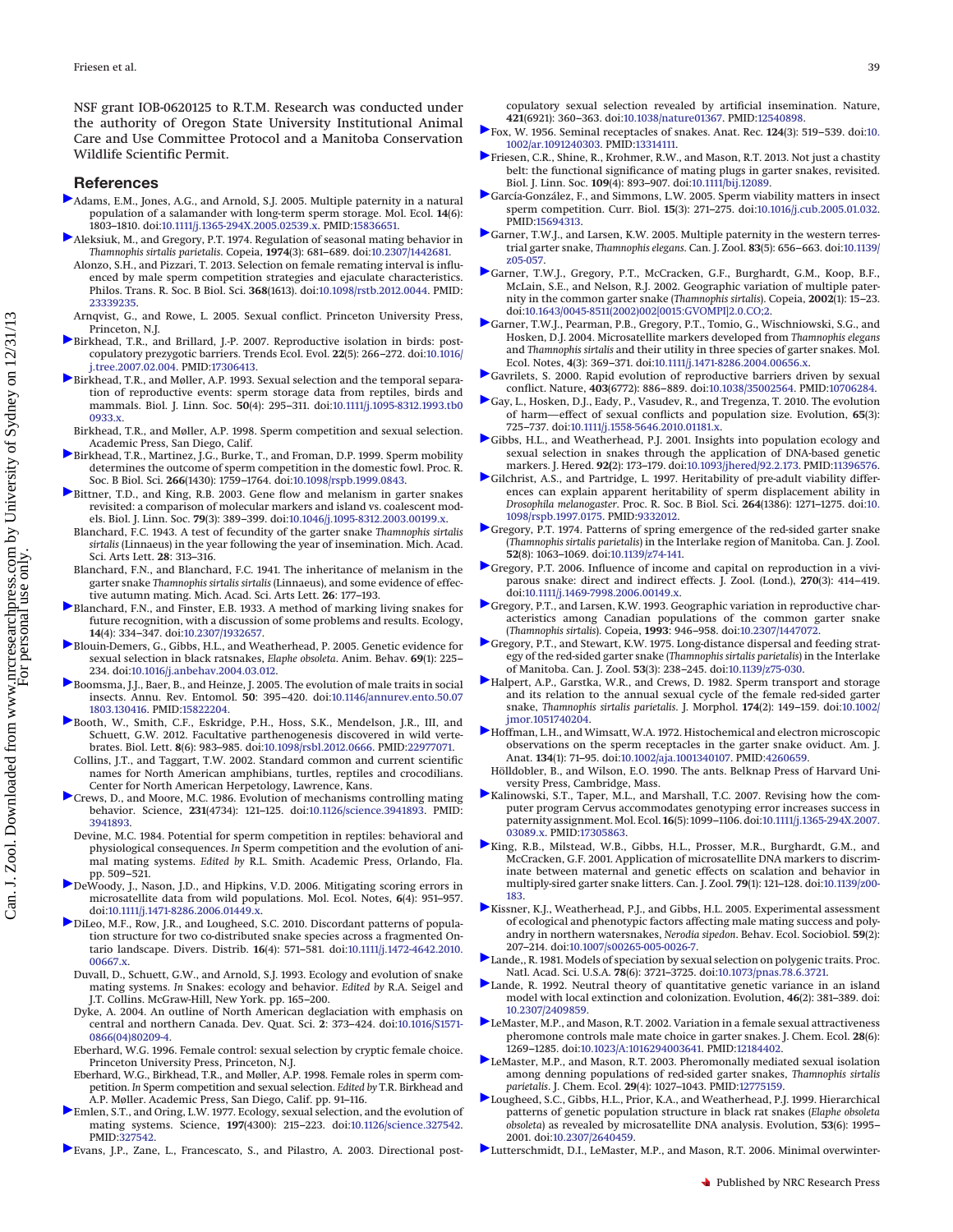NSF grant IOB-0620125 to R.T.M. Research was conducted under the authority of Oregon State University Institutional Animal Care and Use Committee Protocol and a Manitoba Conservation Wildlife Scientific Permit.

## References

Adams, E.M., Jones, A.G., and Arnold, S.J. 2005. Multiple paternity in a natural population of a salamander with long-term sperm storage. Mol. Ecol. **14**(6): 1803–1810. doi:10.1111/j.1365-294X.2005.02539.x. PMID:15836651.

Aleksiuk, M., and Gregory, P.T. 1974. Regulation of seasonal mating behavior in *Thamnophis sirtalis parietalis*. Copeia, **1974**(3): 681–689. doi:10.2307/1442681.

Alonzo, S.H., and Pizzari, T. 2013. Selection on female remating interval is influenced by male sperm competition strategies and ejaculate characteristics. Philos. Trans. R. Soc. B Biol. Sci. **368**(1613). doi:10.1098/rstb.2012.0044. PMID: 23339235.

Arnqvist, G., and Rowe, L. 2005. Sexual conflict. Princeton University Press, Princeton, N.J.

Birkhead, T.R., and Brillard, J.-P. 2007. Reproductive isolation in birds: postcopulatory prezygotic barriers. Trends Ecol. Evol. **22**(5): 266–272. doi:10.1016/j.tree.2007.02.004. PMID:17306413.

Birkhead, T.R., and Møller, A.P. 1993. Sexual selection and the temporal separation of reproductive events: sperm storage data from reptiles, birds and mammals. Biol. J. Linn. Soc. **50**(4): 295–311. doi:10.1111/j.1095-8312.1993.tb00933.x.

Birkhead, T.R., and Møller, A.P. 1998. Sperm competition and sexual selection. Academic Press, San Diego, Calif.

Birkhead, T.R., Martinez, J.G., Burke, T., and Froman, D.P. 1999. Sperm mobility determines the outcome of sperm competition in the domestic fowl. Proc. R. Soc. B Biol. Sci. **266**(1430): 1759–1764. doi:10.1098/rspb.1999.0843.

Bittner, T.D., and King, R.B. 2003. Gene flow and melanism in garter snakes revisited: a comparison of molecular markers and island vs. coalescent models. Biol. J. Linn. Soc. **79**(3): 389–399. doi:10.1046/j.1095-8312.2003.00199.x.

Blanchard, F.C. 1943. A test of fecundity of the garter snake *Thamnophis sirtalis sirtalis* (Linnaeus) in the year following the year of insemination. Mich. Acad. Sci. Arts Lett. **28**: 313–316.

Blanchard, F.N., and Blanchard, F.C. 1941. The inheritance of melanism in the garter snake *Thamnophis sirtalis sirtalis* (Linnaeus), and some evidence of effective autumn mating. Mich. Acad. Sci. Arts Lett. **26**: 177–193.

Blanchard, F.N., and Finster, E.B. 1933. A method of marking living snakes for future recognition, with a discussion of some problems and results. Ecology, **14**(4): 334–347. doi:10.2307/1932657.

Blouin-Demers, G., Gibbs, H.L., and Weatherhead, P. 2005. Genetic evidence for sexual selection in black ratsnakes, *Elaphe obsoleta*. Anim. Behav. **69**(1): 225–234. doi:10.1016/j.anbehav.2004.03.012.

Boomsma, J.J., Baer, B., and Heinze, J. 2005. The evolution of male traits in social insects. Annu. Rev. Entomol. **50**: 395–420. doi:10.1146/annurev.ento.50.071803.130416. PMID:15822204.

Booth, W., Smith, C.F., Eskridge, P.H., Hoss, S.K., Mendelson, J.R., III, and Schuett, G.W. 2012. Facultative parthenogenesis discovered in wild vertebrates. Biol. Lett. **8**(6): 983–985. doi:10.1098/rsbl.2012.0666. PMID:22977071.

Collins, J.T., and Taggart, T.W. 2002. Standard common and current scientific names for North American amphibians, turtles, reptiles and crocodilians. Center for North American Herpetology, Lawrence, Kans.

Crews, D., and Moore, M.C. 1986. Evolution of mechanisms controlling mating behavior. Science, **231**(4734): 121–125. doi:10.1126/science.3941893. PMID: 3941893.

Devine, M.C. 1984. Potential for sperm competition in reptiles: behavioral and physiological consequences. *In* Sperm competition and the evolution of animal mating systems. *Edited by* R.L. Smith. Academic Press, Orlando, Fla. pp. 509–521.

DeWoody, J., Nason, J.D., and Hipkins, V.D. 2006. Mitigating scoring errors in microsatellite data from wild populations. Mol. Ecol. Notes, **6**(4): 951–957. doi:10.1111/j.1471-8286.2006.01449.x.

DiLeo, M.F., Row, J.R., and Lougheed, S.C. 2010. Discordant patterns of population structure for two co-distributed snake species across a fragmented Ontario landscape. Divers. Distrib. **16**(4): 571–581. doi:10.1111/j.1472-4642.2010.00667.x.

Duvall, D., Schuett, G.W., and Arnold, S.J. 1993. Ecology and evolution of snake mating systems. *In* Snakes: ecology and behavior. *Edited by* R.A. Seigel and J.T. Collins. McGraw-Hill, New York. pp. 165–200.

Dyke, A. 2004. An outline of North American deglaciation with emphasis on central and northern Canada. Dev. Quat. Sci. **2**: 373–424. doi:10.1016/S1571-0866(04)80209-4.

Eberhard, W.G. 1996. Female control: sexual selection by cryptic female choice. Princeton University Press, Princeton, N.J.

Eberhard, W.G., Birkhead, T.R., and Møller, A.P. 1998. Female roles in sperm competition. *In* Sperm competition and sexual selection. *Edited by* T.R. Birkhead and A.P. Møller. Academic Press, San Diego, Calif. pp. 91–116.

Emlen, S.T., and Oring, L.W. 1977. Ecology, sexual selection, and the evolution of mating systems. Science, **197**(4300): 215–223. doi:10.1126/science.327542. PMID:327542.

Evans, J.P., Zane, L., Francescato, S., and Pilastro, A. 2003. Directional postcopulatory sexual selection revealed by artificial insemination. Nature, **421**(6921): 360–363. doi:10.1038/nature01367. PMID:12540898.

Fox, W. 1956. Seminal receptacles of snakes. Anat. Rec. **124**(3): 519–539. doi:10.1002/ar.1091240303. PMID:13314111.

Friesen, C.R., Shine, R., Krohmer, R.W., and Mason, R.T. 2013. Not just a chastity belt: the functional significance of mating plugs in garter snakes, revisited. Biol. J. Linn. Soc. **109**(4): 893–907. doi:10.1111/bij.12089.

García-González, F., and Simmons, L.W. 2005. Sperm viability matters in insect sperm competition. Curr. Biol. **15**(3): 271–275. doi:10.1016/j.cub.2005.01.032. PMID:15694313.

Garner, T.W.J., and Larsen, K.W. 2005. Multiple paternity in the western terrestrial garter snake, *Thamnophis elegans*. Can. J. Zool. **83**(5): 656–663. doi:10.1139/z05-057.

Garner, T.W.J., Gregory, P.T., McCracken, G.F., Burghardt, G.M., Koop, B.F., McLain, S.E., and Nelson, R.J. 2002. Geographic variation of multiple paternity in the common garter snake (*Thamnophis sirtalis*). Copeia, **2002**(1): 15–23. doi:10.1643/0045-8511(2002)002[0015:GVOMPI]2.0.CO;2.

Garner, T.W.J., Pearman, P.B., Gregory, P.T., Tomio, G., Wischniowski, S.G., and Hosken, D.J. 2004. Microsatellite markers developed from *Thamnophis elegans* and *Thamnophis sirtalis* and their utility in three species of garter snakes. Mol. Ecol. Notes, **4**(3): 369–371. doi:10.1111/j.1471-8286.2004.00656.x.

Gavrilets, S. 2000. Rapid evolution of reproductive barriers driven by sexual conflict. Nature, **403**(6772): 886–889. doi:10.1038/35002564. PMID:10706284.

Gay, L., Hosken, D.J., Eady, P., Vasudev, R., and Tregenza, T. 2010. The evolution of harm—effect of sexual conflicts and population size. Evolution, **65**(3): 725–737. doi:10.1111/j.1558-5646.2010.01181.x.

Gibbs, H.L., and Weatherhead, P.J. 2001. Insights into population ecology and sexual selection in snakes through the application of DNA-based genetic markers. J. Hered. **92**(2): 173–179. doi:10.1093/jhered/92.2.173. PMID:11396576.

Gilchrist, A.S., and Partridge, L. 1997. Heritability of pre-adult viability differences can explain apparent heritability of sperm displacement ability in *Drosophila melanogaster*. Proc. R. Soc. B Biol. Sci. **264**(1386): 1271–1275. doi:10.1098/rspb.1997.0175. PMID:9332012.

Gregory, P.T. 1974. Patterns of spring emergence of the red-sided garter snake (*Thamnophis sirtalis parietalis*) in the Interlake region of Manitoba. Can. J. Zool. **52**(8): 1063–1069. doi:10.1139/z74-141.

Gregory, P.T. 2006. Influence of income and capital on reproduction in a viviparous snake: direct and indirect effects. J. Zool. (Lond.), **270**(3): 414–419. doi:10.1111/j.1469-7998.2006.00149.x.

Gregory, P.T., and Larsen, K.W. 1993. Geographic variation in reproductive characteristics among Canadian populations of the common garter snake (*Thamnophis sirtalis*). Copeia, **1993**: 946–958. doi:10.2307/1447072.

Gregory, P.T., and Stewart, K.W. 1975. Long-distance dispersal and feeding strategy of the red-sided garter snake (*Thamnophis sirtalis parietalis*) in the Interlake of Manitoba. Can. J. Zool. **53**(3): 238–245. doi:10.1139/z75-030.

Halpert, A.P., Garstka, W.R., and Crews, D. 1982. Sperm transport and storage and its relation to the annual sexual cycle of the female red-sided garter snake, *Thamnophis sirtalis parietalis*. J. Morphol. **174**(2): 149–159. doi:10.1002/jmor.1051740204.

Hoffman, L.H., and Wimsatt, W.A. 1972. Histochemical and electron microscopic observations on the sperm receptacles in the garter snake oviduct. Am. J. Anat. **134**(1): 71–95. doi:10.1002/aja.1001340107. PMID:4260659.

Hölldobler, B., and Wilson, E.O. 1990. The ants. Belknap Press of Harvard University Press, Cambridge, Mass.

Kalinowski, S.T., Taper, M.L., and Marshall, T.C. 2007. Revising how the computer program Cervus accommodates genotyping error increases success in paternity assignment. Mol. Ecol. **16**(5): 1099–1106. doi:10.1111/j.1365-294X.2007.03089.x. PMID:17305863.

King, R.B., Milstead, W.B., Gibbs, H.L., Prosser, M.R., Burghardt, G.M., and McCracken, G.F. 2001. Application of microsatellite DNA markers to discriminate between maternal and genetic effects on scalation and behavior in multiply-sired garter snake litters. Can. J. Zool. **79**(1): 121–128. doi:10.1139/z00-183.

Kissner, K.J., Weatherhead, P.J., and Gibbs, H.L. 2005. Experimental assessment of ecological and phenotypic factors affecting male mating success and polyandry in northern watersnakes, *Nerodia sipedon*. Behav. Ecol. Sociobiol. **59**(2): 207–214. doi:10.1007/s00265-005-0026-7.

Lande,, R. 1981. Models of speciation by sexual selection on polygenic traits. Proc. Natl. Acad. Sci. U.S.A. **78**(6): 3721–3725. doi:10.1073/pnas.78.6.3721.

Lande, R. 1992. Neutral theory of quantitative genetic variance in an island model with local extinction and colonization. Evolution, **46**(2): 381–389. doi:10.2307/2409859.

LeMaster, M.P., and Mason, R.T. 2002. Variation in a female sexual attractiveness pheromone controls male mate choice in garter snakes. J. Chem. Ecol. **28**(6): 1269–1285. doi:10.1023/A:1016294003641. PMID:12184402.

LeMaster, M.P., and Mason, R.T. 2003. Pheromonally mediated sexual isolation among denning populations of red-sided garter snakes, *Thamnophis sirtalis parietalis*. J. Chem. Ecol. **29**(4): 1027–1043. PMID:12775159.

Lougheed, S.C., Gibbs, H.L., Prior, K.A., and Weatherhead, P.J. 1999. Hierarchical patterns of genetic population structure in black rat snakes (*Elaphe obsoleta obsoleta*) as revealed by microsatellite DNA analysis. Evolution, **53**(6): 1995–2001. doi:10.2307/2640459.

Lutterschmidt, D.I., LeMaster, M.P., and Mason, R.T. 2006. Minimal overwinter-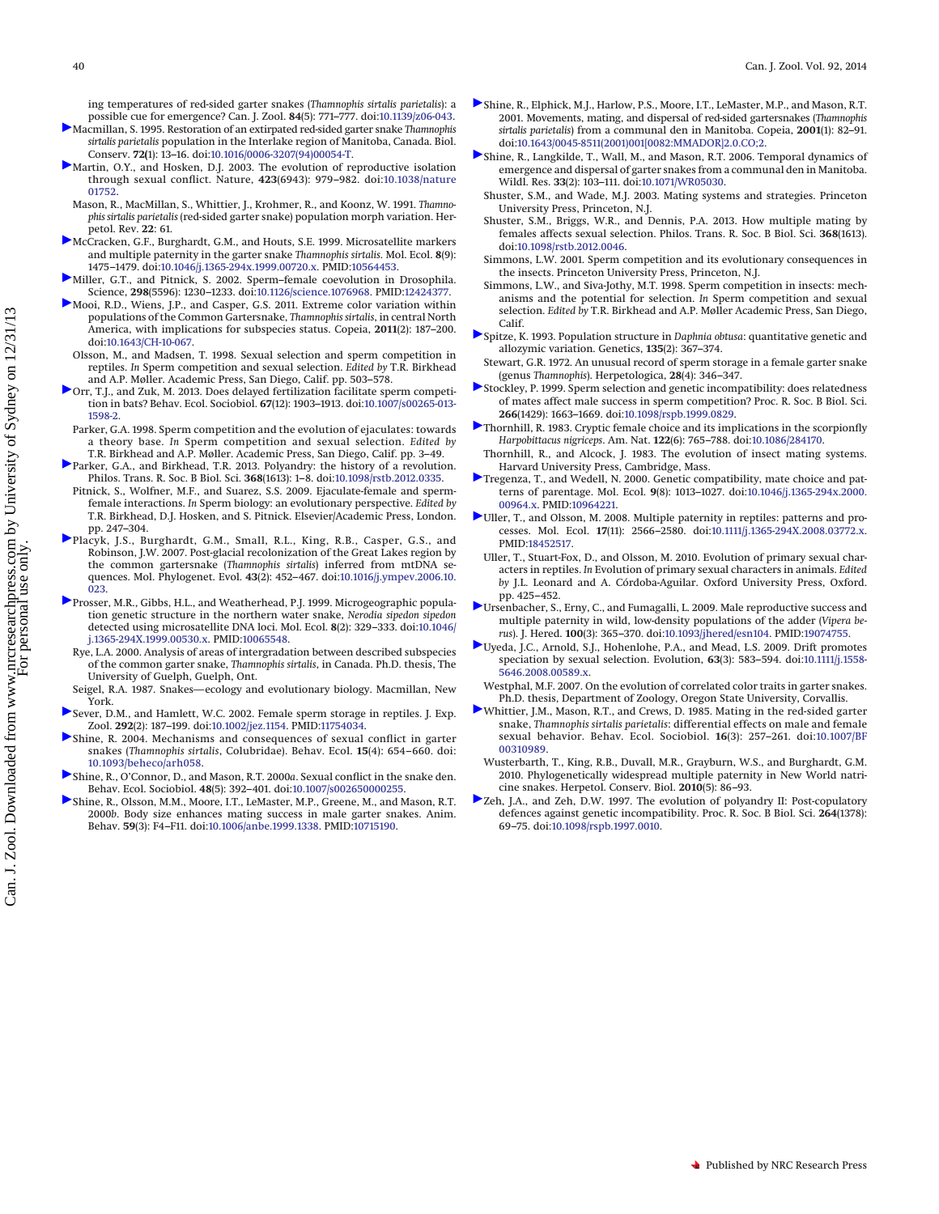ing temperatures of red-sided garter snakes (*Thamnophis sirtalis parietalis*): a possible cue for emergence? Can. J. Zool. **84**(5): 771–777. doi:10.1139/z06-043.

Macmillan, S. 1995. Restoration of an extirpated red-sided garter snake *Thamnophis sirtalis parietalis* population in the Interlake region of Manitoba, Canada. Biol. Conserv. **72(1)**: 13–16. doi:10.1016/0006-3207(94)00054-T.

Martin, O.Y., and Hosken, D.J. 2003. The evolution of reproductive isolation through sexual conflict. Nature, **423**(6943): 979–982. doi:10.1038/nature01752.

Mason, R., MacMillan, S., Whittier, J., Krohmer, R., and Koonz, W. 1991. *Thamnophis sirtalis parietalis* (red-sided garter snake) population morph variation. Herpetol. Rev. **22**: 61.

McCracken, G.F., Burghardt, G.M., and Houts, S.E. 1999. Microsatellite markers and multiple paternity in the garter snake *Thamnophis sirtalis*. Mol. Ecol. **8**(9): 1475–1479. doi:10.1046/j.1365-294x.1999.00720.x. PMID:10564453.

Miller, G.T., and Pitnick, S. 2002. Sperm–female coevolution in Drosophila. Science, **298**(5596): 1230–1233. doi:10.1126/science.1076968. PMID:12424377.

Mooi, R.D., Wiens, J.P., and Casper, G.S. 2011. Extreme color variation within populations of the Common Gartersnake, *Thamnophis sirtalis*, in central North America, with implications for subspecies status. Copeia, **2011**(2): 187–200. doi:10.1643/CH-10-067.

Olsson, M., and Madsen, T. 1998. Sexual selection and sperm competition in reptiles. *In* Sperm competition and sexual selection. *Edited by* T.R. Birkhead and A.P. Møller. Academic Press, San Diego, Calif. pp. 503–578.

Orr, T.J., and Zuk, M. 2013. Does delayed fertilization facilitate sperm competition in bats? Behav. Ecol. Sociobiol. **67**(12): 1903–1913. doi:10.1007/s00265-013-1598-2.

Parker, G.A. 1998. Sperm competition and the evolution of ejaculates: towards a theory base. *In* Sperm competition and sexual selection. *Edited by* T.R. Birkhead and A.P. Møller. Academic Press, San Diego, Calif. pp. 3–49.

Parker, G.A., and Birkhead, T.R. 2013. Polyandry: the history of a revolution. Philos. Trans. R. Soc. B Biol. Sci. **368**(1613): 1–8. doi:10.1098/rstb.2012.0335.

Pitnick, S., Wolfner, M.F., and Suarez, S.S. 2009. Ejaculate-female and sperm-female interactions. *In* Sperm biology: an evolutionary perspective. *Edited by* T.R. Birkhead, D.J. Hosken, and S. Pitnick. Elsevier/Academic Press, London. pp. 247–304.

Placyk, J.S., Burghardt, G.M., Small, R.L., King, R.B., Casper, G.S., and Robinson, J.W. 2007. Post-glacial recolonization of the Great Lakes region by the common gartersnake (*Thamnophis sirtalis*) inferred from mtDNA sequences. Mol. Phylogenet. Evol. **43**(2): 452–467. doi:10.1016/j.ympev.2006.10.023.

Prosser, M.R., Gibbs, H.L., and Weatherhead, P.J. 1999. Microgeographic population genetic structure in the northern water snake, *Nerodia sipedon sipedon* detected using microsatellite DNA loci. Mol. Ecol. **8**(2): 329–333. doi:10.1046/j.1365-294X.1999.00530.x. PMID:10065548.

Rye, L.A. 2000. Analysis of areas of intergradation between described subspecies of the common garter snake, *Thamnophis sirtalis*, in Canada. Ph.D. thesis, The University of Guelph, Guelph, Ont.

Seigel, R.A. 1987. Snakes—ecology and evolutionary biology. Macmillan, New York.

Sever, D.M., and Hamlett, W.C. 2002. Female sperm storage in reptiles. J. Exp. Zool. **292**(2): 187–199. doi:10.1002/jez.1154. PMID:11754034.

Shine, R. 2004. Mechanisms and consequences of sexual conflict in garter snakes (*Thamnophis sirtalis*, Colubridae). Behav. Ecol. **15**(4): 654–660. doi:10.1093/beheco/arh058.

Shine, R., O'Connor, D., and Mason, R.T. 2000*a*. Sexual conflict in the snake den. Behav. Ecol. Sociobiol. **48**(5): 392–401. doi:10.1007/s002650000255.

Shine, R., Olsson, M.M., Moore, I.T., LeMaster, M.P., Greene, M., and Mason, R.T. 2000*b*. Body size enhances mating success in male garter snakes. Anim. Behav. **59**(3): F4–F11. doi:10.1006/anbe.1999.1338. PMID:10715190.

Shine, R., Elphick, M.J., Harlow, P.S., Moore, I.T., LeMaster, M.P., and Mason, R.T. 2001. Movements, mating, and dispersal of red-sided gartersnakes (*Thamnophis sirtalis parietalis*) from a communal den in Manitoba. Copeia, **2001**(1): 82–91. doi:10.1643/0045-8511(2001)001[0082:MMADOR]2.0.CO;2.

Shine, R., Langkilde, T., Wall, M., and Mason, R.T. 2006. Temporal dynamics of emergence and dispersal of garter snakes from a communal den in Manitoba. Wildl. Res. **33**(2): 103–111. doi:10.1071/WR05030.

Shuster, S.M., and Wade, M.J. 2003. Mating systems and strategies. Princeton University Press, Princeton, N.J.

Shuster, S.M., Briggs, W.R., and Dennis, P.A. 2013. How multiple mating by females affects sexual selection. Philos. Trans. R. Soc. B Biol. Sci. **368**(1613). doi:10.1098/rstb.2012.0046.

Simmons, L.W. 2001. Sperm competition and its evolutionary consequences in the insects. Princeton University Press, Princeton, N.J.

Simmons, L.W., and Siva-Jothy, M.T. 1998. Sperm competition in insects: mechanisms and the potential for selection. *In* Sperm competition and sexual selection. *Edited by* T.R. Birkhead and A.P. Møller Academic Press, San Diego, Calif.

Spitze, K. 1993. Population structure in *Daphnia obtusa*: quantitative genetic and allozymic variation. Genetics, **135**(2): 367–374.

Stewart, G.R. 1972. An unusual record of sperm storage in a female garter snake (genus *Thamnophis*). Herpetologica, **28**(4): 346–347.

Stockley, P. 1999. Sperm selection and genetic incompatibility: does relatedness of mates affect male success in sperm competition? Proc. R. Soc. B Biol. Sci. **266**(1429): 1663–1669. doi:10.1098/rspb.1999.0829.

Thornhill, R. 1983. Cryptic female choice and its implications in the scorpionfly *Harpobittacus nigriceps*. Am. Nat. **122**(6): 765–788. doi:10.1086/284170.

Thornhill, R., and Alcock, J. 1983. The evolution of insect mating systems. Harvard University Press, Cambridge, Mass.

Tregenza, T., and Wedell, N. 2000. Genetic compatibility, mate choice and patterns of parentage. Mol. Ecol. **9**(8): 1013–1027. doi:10.1046/j.1365-294x.2000.00964.x. PMID:10964221.

Uller, T., and Olsson, M. 2008. Multiple paternity in reptiles: patterns and processes. Mol. Ecol. **17**(11): 2566–2580. doi:10.1111/j.1365-294X.2008.03772.x. PMID:18452517.

Uller, T., Stuart-Fox, D., and Olsson, M. 2010. Evolution of primary sexual characters in reptiles. *In* Evolution of primary sexual characters in animals. *Edited by* J.L. Leonard and A. Córdoba-Aguilar. Oxford University Press, Oxford. pp. 425–452.

Ursenbacher, S., Erny, C., and Fumagalli, L. 2009. Male reproductive success and multiple paternity in wild, low-density populations of the adder (*Vipera berus*). J. Hered. **100**(3): 365–370. doi:10.1093/jhered/esn104. PMID:19074755.

Uyeda, J.C., Arnold, S.J., Hohenlohe, P.A., and Mead, L.S. 2009. Drift promotes speciation by sexual selection. Evolution, **63**(3): 583–594. doi:10.1111/j.1558-5646.2008.00589.x.

Westphal, M.F. 2007. On the evolution of correlated color traits in garter snakes. Ph.D. thesis, Department of Zoology, Oregon State University, Corvallis.

Whittier, J.M., Mason, R.T., and Crews, D. 1985. Mating in the red-sided garter snake, *Thamnophis sirtalis parietalis*: differential effects on male and female sexual behavior. Behav. Ecol. Sociobiol. **16**(3): 257–261. doi:10.1007/BF00310989.

Wusterbarth, T., King, R.B., Duvall, M.R., Grayburn, W.S., and Burghardt, G.M. 2010. Phylogenetically widespread multiple paternity in New World natricine snakes. Herpetol. Conserv. Biol. **2010**(5): 86–93.

Zeh, J.A., and Zeh, D.W. 1997. The evolution of polyandry II: Post-copulatory defences against genetic incompatibility. Proc. R. Soc. B Biol. Sci. **264**(1378): 69–75. doi:10.1098/rspb.1997.0010.